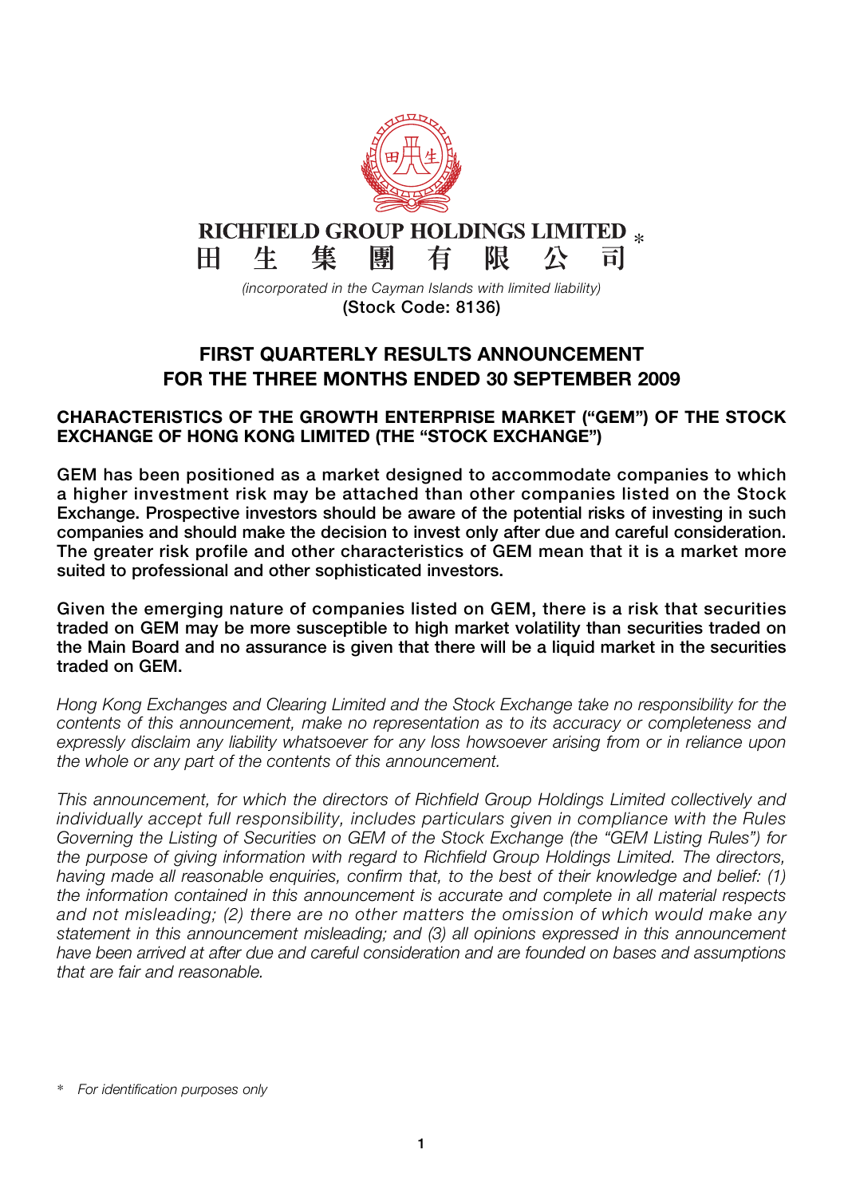**RICHFIELD GROUP HOLDINGS LIMITED** *

**田生集團有限公司**

*(incorporated in the Cayman Islands with limited liability)*

**(Stock Code: 8136)**

# FIRST QUARTERLY RESULTS ANNOUNCEMENT FOR THE THREE MONTHS ENDED 30 SEPTEMBER 2009

## CHARACTERISTICS OF THE GROWTH ENTERPRISE MARKET ("GEM") OF THE STOCK EXCHANGE OF HONG KONG LIMITED (THE "STOCK EXCHANGE")

**GEM has been positioned as a market designed to accommodate companies to which a higher investment risk may be attached than other companies listed on the Stock Exchange. Prospective investors should be aware of the potential risks of investing in such companies and should make the decision to invest only after due and careful consideration. The greater risk profile and other characteristics of GEM mean that it is a market more suited to professional and other sophisticated investors.**

**Given the emerging nature of companies listed on GEM, there is a risk that securities traded on GEM may be more susceptible to high market volatility than securities traded on the Main Board and no assurance is given that there will be a liquid market in the securities traded on GEM.**

*Hong Kong Exchanges and Clearing Limited and the Stock Exchange take no responsibility for the contents of this announcement, make no representation as to its accuracy or completeness and expressly disclaim any liability whatsoever for any loss howsoever arising from or in reliance upon the whole or any part of the contents of this announcement.*

*This announcement, for which the directors of Richfield Group Holdings Limited collectively and individually accept full responsibility, includes particulars given in compliance with the Rules Governing the Listing of Securities on GEM of the Stock Exchange (the "GEM Listing Rules") for the purpose of giving information with regard to Richfield Group Holdings Limited. The directors, having made all reasonable enquiries, confirm that, to the best of their knowledge and belief: (1) the information contained in this announcement is accurate and complete in all material respects and not misleading; (2) there are no other matters the omission of which would make any statement in this announcement misleading; and (3) all opinions expressed in this announcement have been arrived at after due and careful consideration and are founded on bases and assumptions that are fair and reasonable.*

\* *For identification purposes only*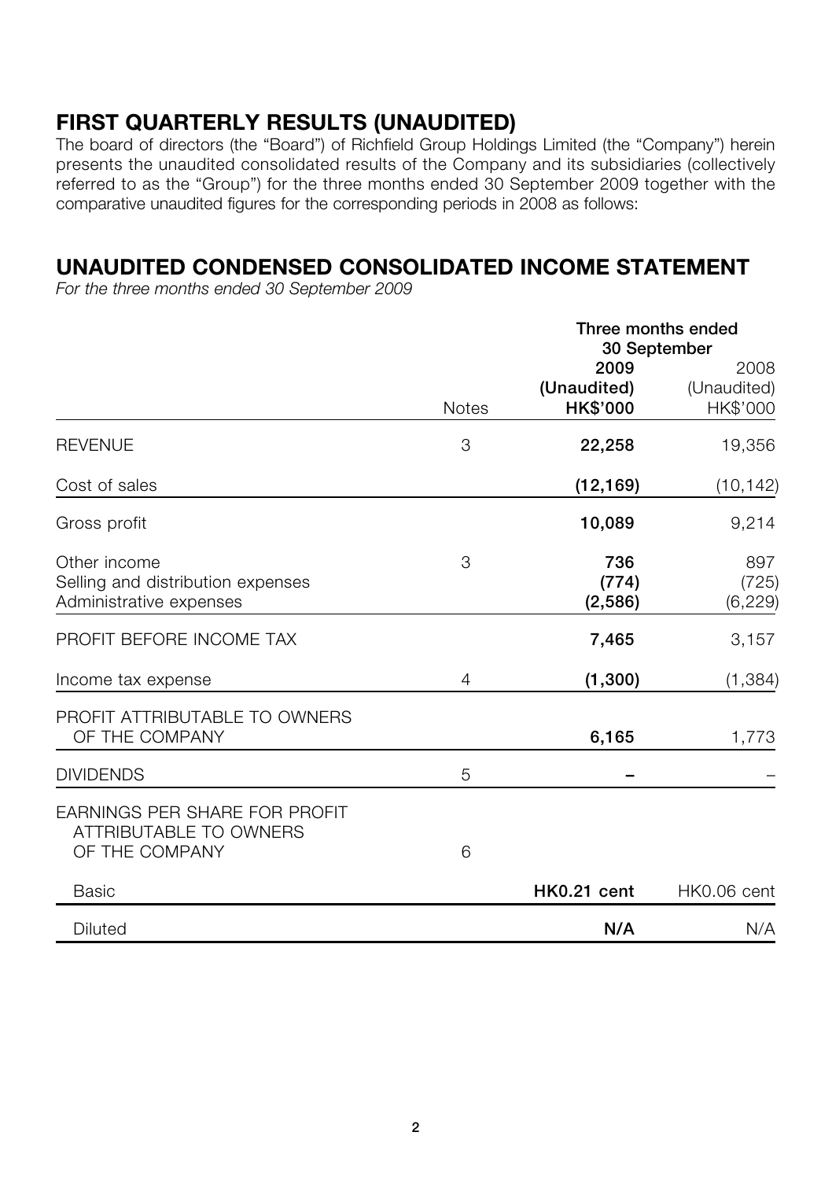# FIRST QUARTERLY RESULTS (UNAUDITED)

The board of directors (the "Board") of Richfield Group Holdings Limited (the "Company") herein presents the unaudited consolidated results of the Company and its subsidiaries (collectively referred to as the "Group") for the three months ended 30 September 2009 together with the comparative unaudited figures for the corresponding periods in 2008 as follows:

# UNAUDITED CONDENSED CONSOLIDATED INCOME STATEMENT

*For the three months ended 30 September 2009*

| | Notes | Three months ended 30 September 2009 (Unaudited) HK$'000 | 2008 (Unaudited) HK$'000 |
|---|---|---|---|
| REVENUE | 3 | **22,258** | 19,356 |
| Cost of sales | | **(12,169)** | (10,142) |
| Gross profit | | **10,089** | 9,214 |
| Other income | 3 | **736** | 897 |
| Selling and distribution expenses | | **(774)** | (725) |
| Administrative expenses | | **(2,586)** | (6,229) |
| PROFIT BEFORE INCOME TAX | | **7,465** | 3,157 |
| Income tax expense | 4 | **(1,300)** | (1,384) |
| PROFIT ATTRIBUTABLE TO OWNERS OF THE COMPANY | | **6,165** | 1,773 |
| DIVIDENDS | 5 | **–** | – |
| EARNINGS PER SHARE FOR PROFIT ATTRIBUTABLE TO OWNERS OF THE COMPANY | 6 | | |
| Basic | | **HK0.21 cent** | HK0.06 cent |
| Diluted | | **N/A** | N/A |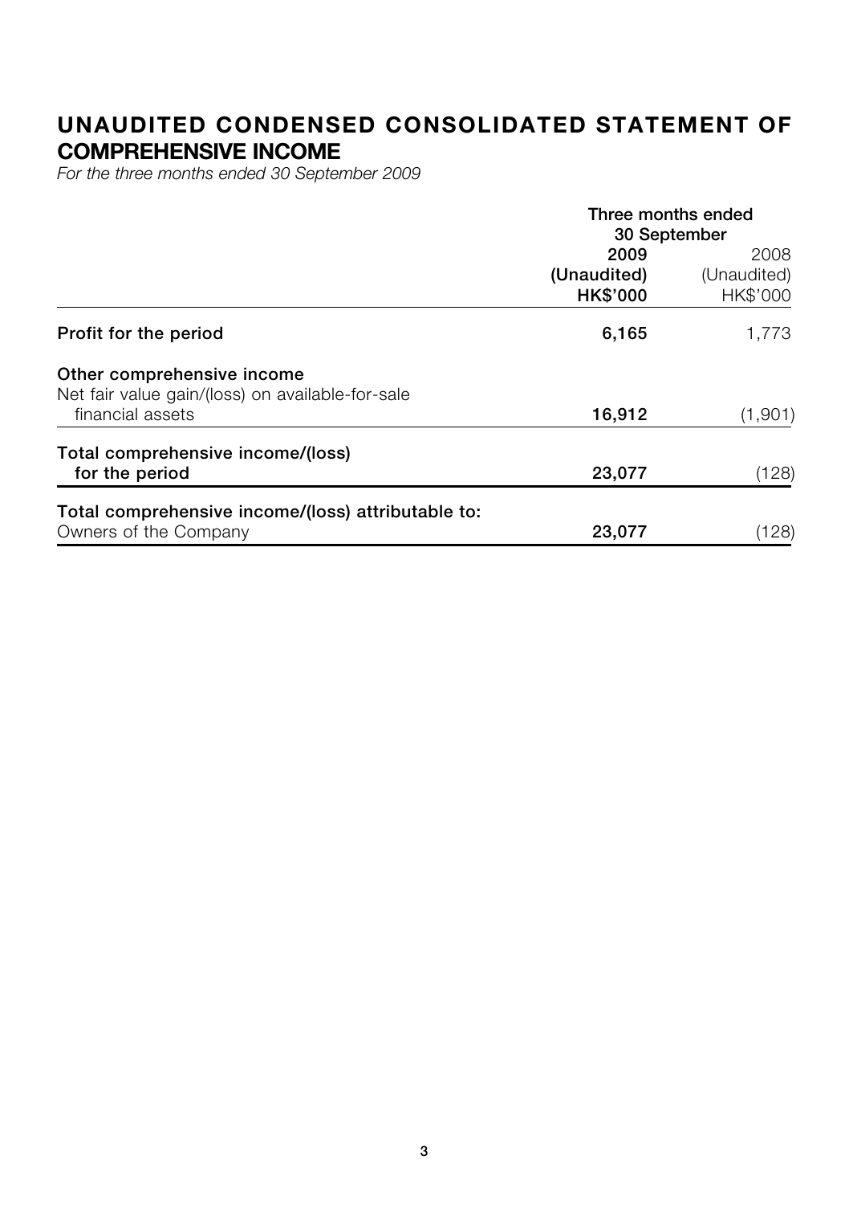# UNAUDITED CONDENSED CONSOLIDATED STATEMENT OF COMPREHENSIVE INCOME

*For the three months ended 30 September 2009*

| | Three months ended 30 September | |
|---|---|---|
| | **2009** | 2008 |
| | **(Unaudited)** | (Unaudited) |
| | **HK$'000** | HK$'000 |
| **Profit for the period** | **6,165** | 1,773 |
| **Other comprehensive income** | | |
| Net fair value gain/(loss) on available-for-sale financial assets | **16,912** | (1,901) |
| **Total comprehensive income/(loss) for the period** | **23,077** | (128) |
| **Total comprehensive income/(loss) attributable to:** | | |
| Owners of the Company | **23,077** | (128) |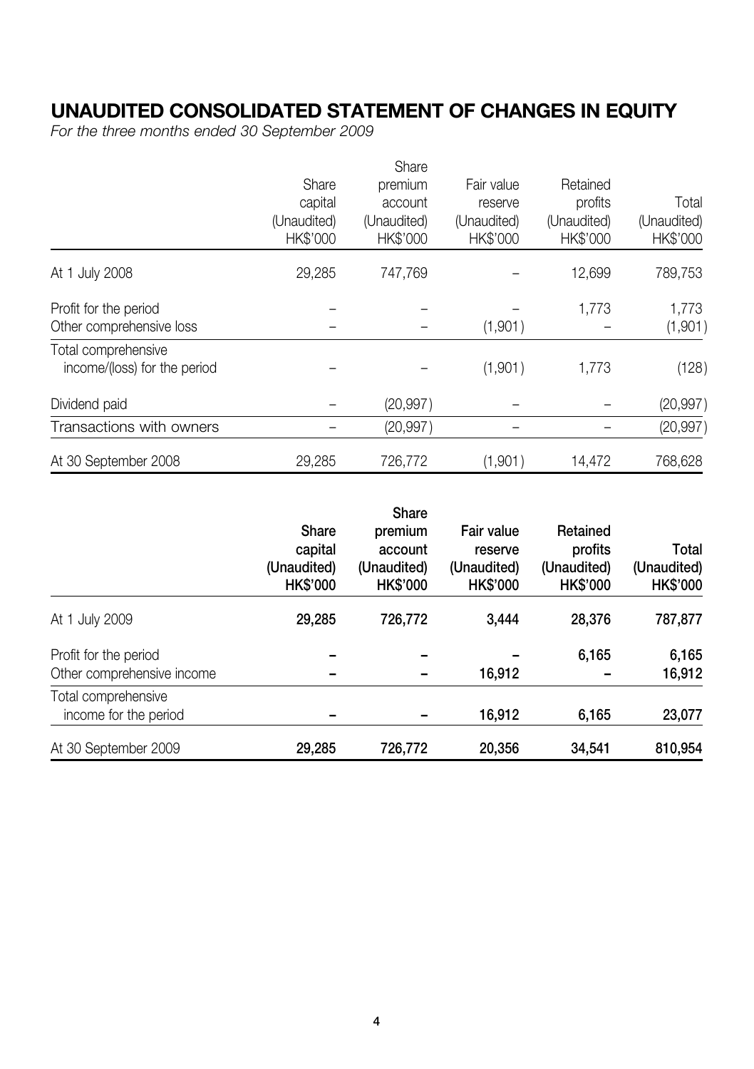# UNAUDITED CONSOLIDATED STATEMENT OF CHANGES IN EQUITY

*For the three months ended 30 September 2009*

| | Share capital (Unaudited) HK$'000 | Share premium account (Unaudited) HK$'000 | Fair value reserve (Unaudited) HK$'000 | Retained profits (Unaudited) HK$'000 | Total (Unaudited) HK$'000 |
|---|---|---|---|---|---|
| At 1 July 2008 | 29,285 | 747,769 | – | 12,699 | 789,753 |
| Profit for the period | – | – | – | 1,773 | 1,773 |
| Other comprehensive loss | – | – | (1,901) | – | (1,901) |
| Total comprehensive income/(loss) for the period | – | – | (1,901) | 1,773 | (128) |
| Dividend paid | – | (20,997) | – | – | (20,997) |
| Transactions with owners | – | (20,997) | – | – | (20,997) |
| At 30 September 2008 | 29,285 | 726,772 | (1,901) | 14,472 | 768,628 |

| | **Share capital (Unaudited) HK$'000** | **Share premium account (Unaudited) HK$'000** | **Fair value reserve (Unaudited) HK$'000** | **Retained profits (Unaudited) HK$'000** | **Total (Unaudited) HK$'000** |
|---|---|---|---|---|---|
| At 1 July 2009 | **29,285** | **726,772** | **3,444** | **28,376** | **787,877** |
| Profit for the period | **–** | **–** | **–** | **6,165** | **6,165** |
| Other comprehensive income | **–** | **–** | **16,912** | **–** | **16,912** |
| Total comprehensive income for the period | **–** | **–** | **16,912** | **6,165** | **23,077** |
| At 30 September 2009 | **29,285** | **726,772** | **20,356** | **34,541** | **810,954** |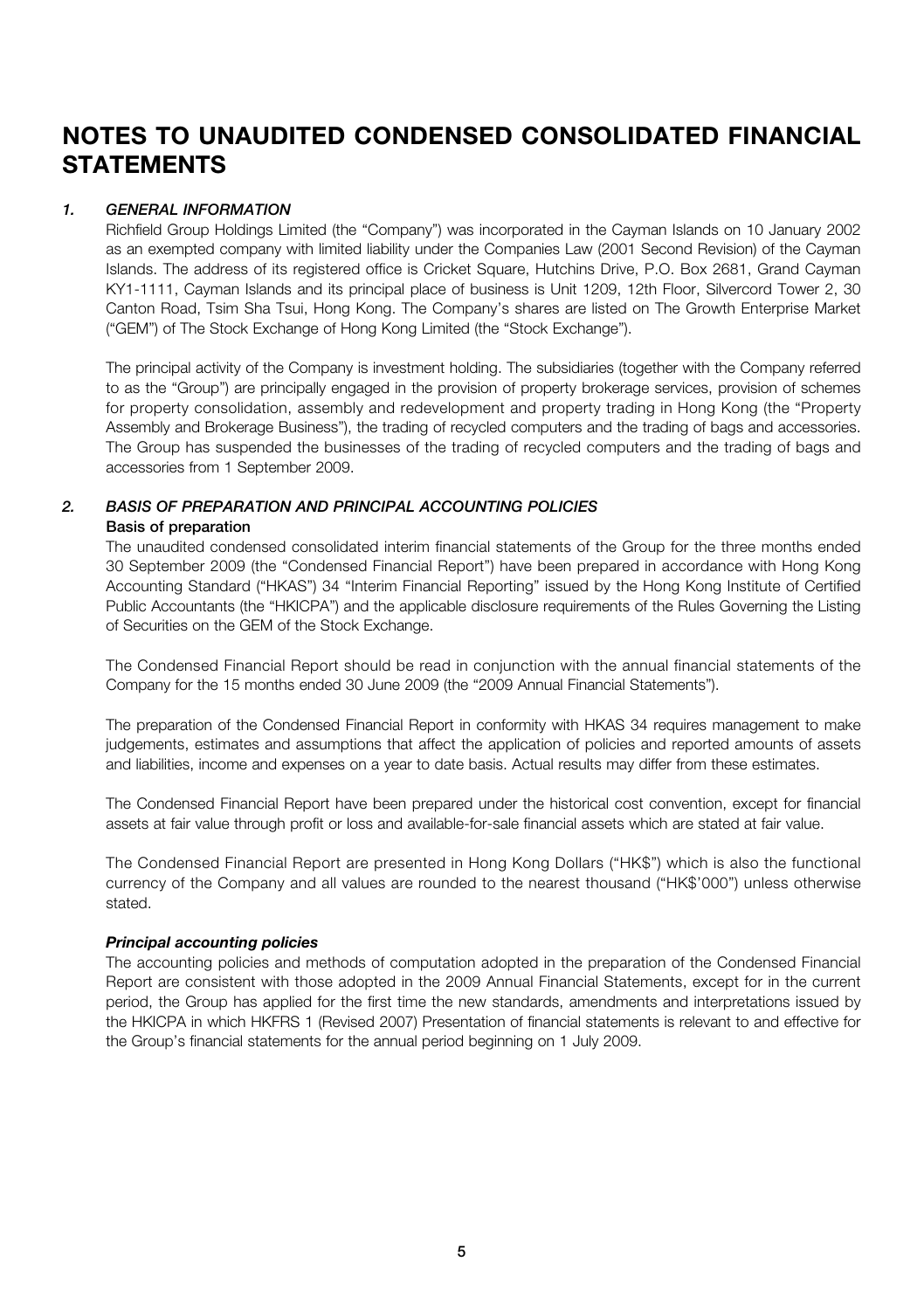# NOTES TO UNAUDITED CONDENSED CONSOLIDATED FINANCIAL STATEMENTS

## *1. GENERAL INFORMATION*

Richfield Group Holdings Limited (the "Company") was incorporated in the Cayman Islands on 10 January 2002 as an exempted company with limited liability under the Companies Law (2001 Second Revision) of the Cayman Islands. The address of its registered office is Cricket Square, Hutchins Drive, P.O. Box 2681, Grand Cayman KY1-1111, Cayman Islands and its principal place of business is Unit 1209, 12th Floor, Silvercord Tower 2, 30 Canton Road, Tsim Sha Tsui, Hong Kong. The Company's shares are listed on The Growth Enterprise Market ("GEM") of The Stock Exchange of Hong Kong Limited (the "Stock Exchange").

The principal activity of the Company is investment holding. The subsidiaries (together with the Company referred to as the "Group") are principally engaged in the provision of property brokerage services, provision of schemes for property consolidation, assembly and redevelopment and property trading in Hong Kong (the "Property Assembly and Brokerage Business"), the trading of recycled computers and the trading of bags and accessories. The Group has suspended the businesses of the trading of recycled computers and the trading of bags and accessories from 1 September 2009.

## *2. BASIS OF PREPARATION AND PRINCIPAL ACCOUNTING POLICIES*

**Basis of preparation**

The unaudited condensed consolidated interim financial statements of the Group for the three months ended 30 September 2009 (the "Condensed Financial Report") have been prepared in accordance with Hong Kong Accounting Standard ("HKAS") 34 "Interim Financial Reporting" issued by the Hong Kong Institute of Certified Public Accountants (the "HKICPA") and the applicable disclosure requirements of the Rules Governing the Listing of Securities on the GEM of the Stock Exchange.

The Condensed Financial Report should be read in conjunction with the annual financial statements of the Company for the 15 months ended 30 June 2009 (the "2009 Annual Financial Statements").

The preparation of the Condensed Financial Report in conformity with HKAS 34 requires management to make judgements, estimates and assumptions that affect the application of policies and reported amounts of assets and liabilities, income and expenses on a year to date basis. Actual results may differ from these estimates.

The Condensed Financial Report have been prepared under the historical cost convention, except for financial assets at fair value through profit or loss and available-for-sale financial assets which are stated at fair value.

The Condensed Financial Report are presented in Hong Kong Dollars ("HK$") which is also the functional currency of the Company and all values are rounded to the nearest thousand ("HK$'000") unless otherwise stated.

***Principal accounting policies***

The accounting policies and methods of computation adopted in the preparation of the Condensed Financial Report are consistent with those adopted in the 2009 Annual Financial Statements, except for in the current period, the Group has applied for the first time the new standards, amendments and interpretations issued by the HKICPA in which HKFRS 1 (Revised 2007) Presentation of financial statements is relevant to and effective for the Group's financial statements for the annual period beginning on 1 July 2009.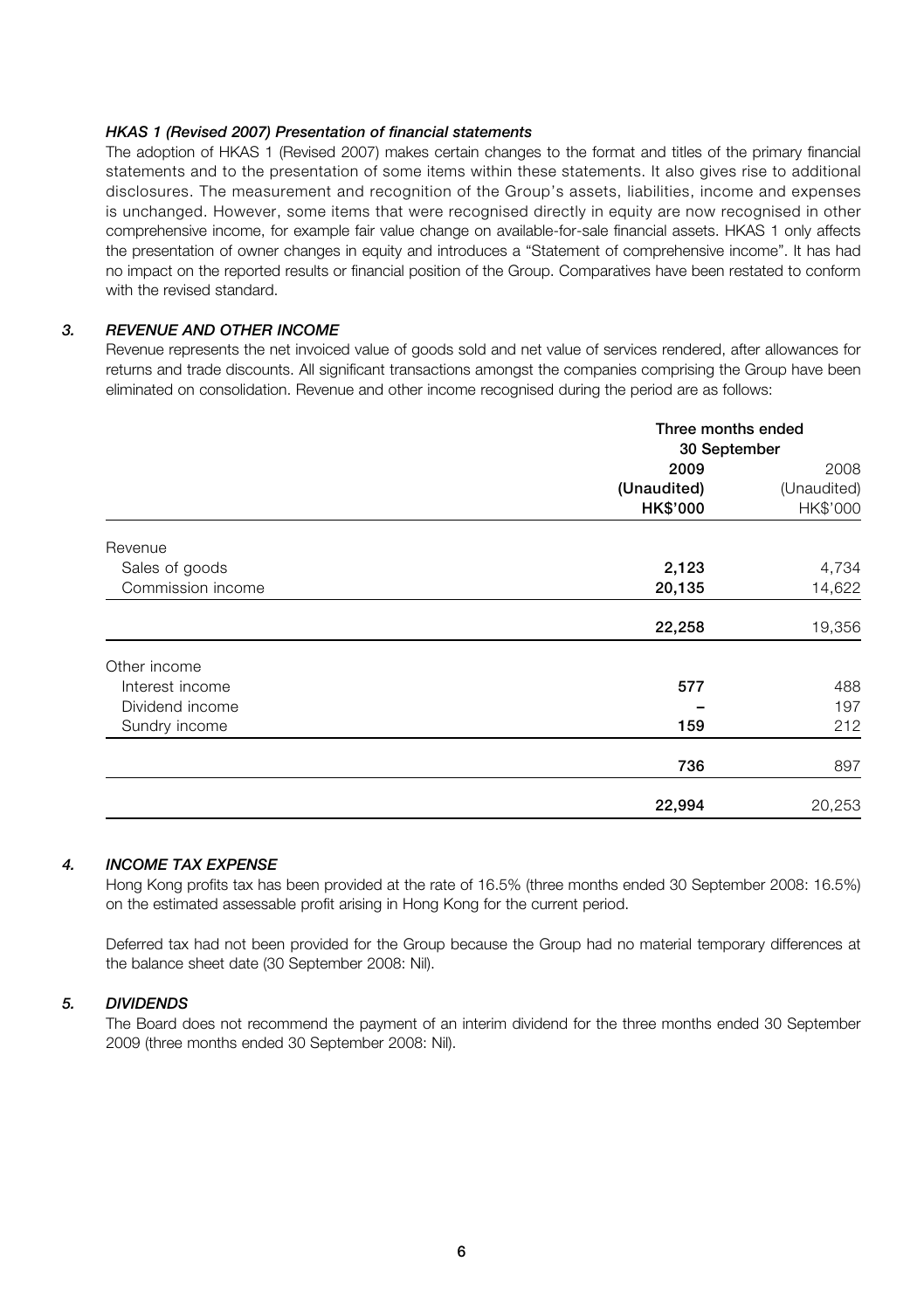***HKAS 1 (Revised 2007) Presentation of financial statements***

The adoption of HKAS 1 (Revised 2007) makes certain changes to the format and titles of the primary financial statements and to the presentation of some items within these statements. It also gives rise to additional disclosures. The measurement and recognition of the Group's assets, liabilities, income and expenses is unchanged. However, some items that were recognised directly in equity are now recognised in other comprehensive income, for example fair value change on available-for-sale financial assets. HKAS 1 only affects the presentation of owner changes in equity and introduces a "Statement of comprehensive income". It has had no impact on the reported results or financial position of the Group. Comparatives have been restated to conform with the revised standard.

### *3. REVENUE AND OTHER INCOME*

Revenue represents the net invoiced value of goods sold and net value of services rendered, after allowances for returns and trade discounts. All significant transactions amongst the companies comprising the Group have been eliminated on consolidation. Revenue and other income recognised during the period are as follows:

| | Three months ended 30 September | |
|---|---|---|
| | **2009** | 2008 |
| | **(Unaudited)** | (Unaudited) |
| | **HK$'000** | HK$'000 |
| Revenue | | |
| Sales of goods | **2,123** | 4,734 |
| Commission income | **20,135** | 14,622 |
| | **22,258** | 19,356 |
| Other income | | |
| Interest income | **577** | 488 |
| Dividend income | **–** | 197 |
| Sundry income | **159** | 212 |
| | **736** | 897 |
| | **22,994** | 20,253 |

### *4. INCOME TAX EXPENSE*

Hong Kong profits tax has been provided at the rate of 16.5% (three months ended 30 September 2008: 16.5%) on the estimated assessable profit arising in Hong Kong for the current period.

Deferred tax had not been provided for the Group because the Group had no material temporary differences at the balance sheet date (30 September 2008: Nil).

### *5. DIVIDENDS*

The Board does not recommend the payment of an interim dividend for the three months ended 30 September 2009 (three months ended 30 September 2008: Nil).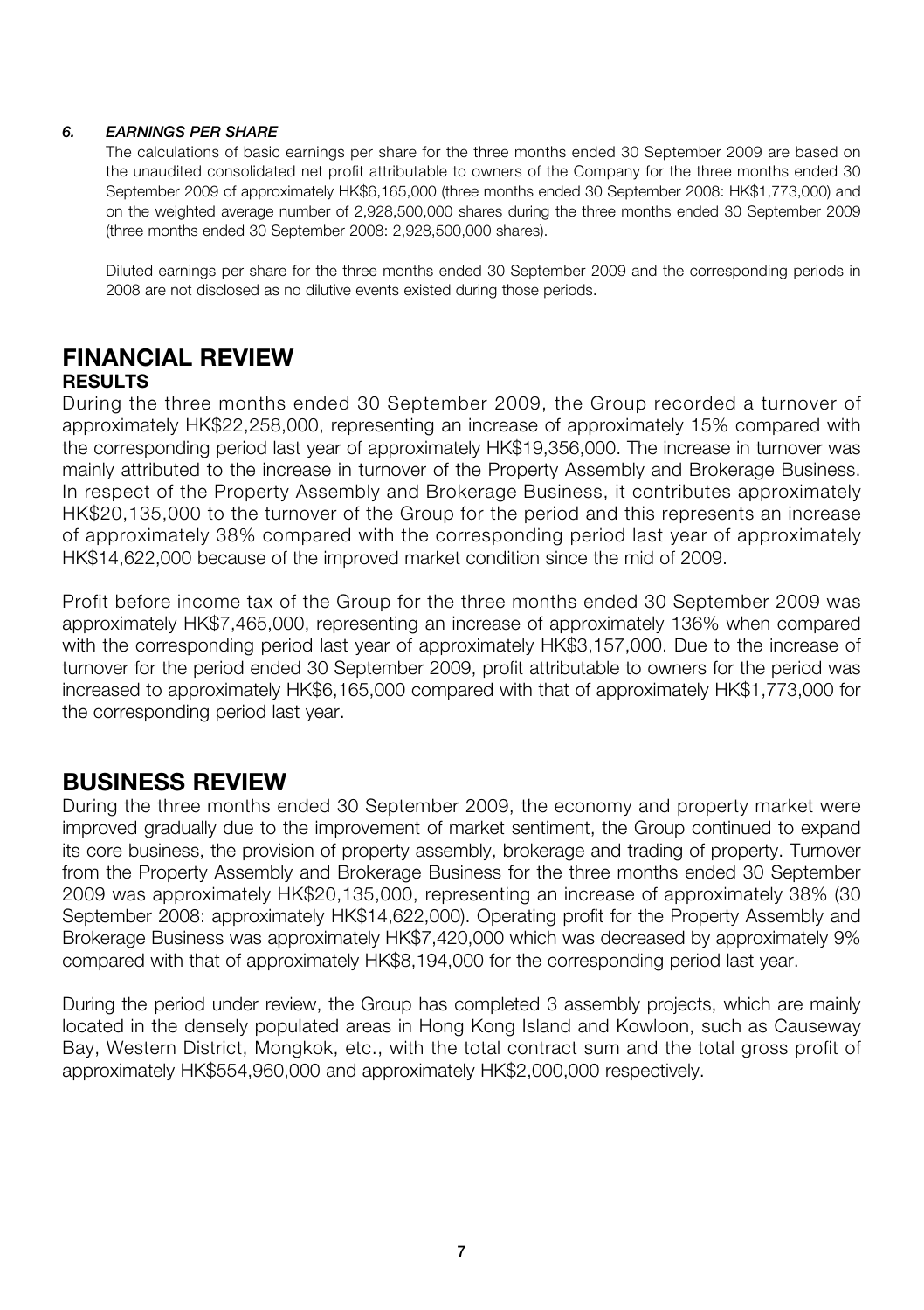### *6. EARNINGS PER SHARE*

The calculations of basic earnings per share for the three months ended 30 September 2009 are based on the unaudited consolidated net profit attributable to owners of the Company for the three months ended 30 September 2009 of approximately HK$6,165,000 (three months ended 30 September 2008: HK$1,773,000) and on the weighted average number of 2,928,500,000 shares during the three months ended 30 September 2009 (three months ended 30 September 2008: 2,928,500,000 shares).

Diluted earnings per share for the three months ended 30 September 2009 and the corresponding periods in 2008 are not disclosed as no dilutive events existed during those periods.

# FINANCIAL REVIEW

## RESULTS

During the three months ended 30 September 2009, the Group recorded a turnover of approximately HK$22,258,000, representing an increase of approximately 15% compared with the corresponding period last year of approximately HK$19,356,000. The increase in turnover was mainly attributed to the increase in turnover of the Property Assembly and Brokerage Business. In respect of the Property Assembly and Brokerage Business, it contributes approximately HK$20,135,000 to the turnover of the Group for the period and this represents an increase of approximately 38% compared with the corresponding period last year of approximately HK$14,622,000 because of the improved market condition since the mid of 2009.

Profit before income tax of the Group for the three months ended 30 September 2009 was approximately HK$7,465,000, representing an increase of approximately 136% when compared with the corresponding period last year of approximately HK$3,157,000. Due to the increase of turnover for the period ended 30 September 2009, profit attributable to owners for the period was increased to approximately HK$6,165,000 compared with that of approximately HK$1,773,000 for the corresponding period last year.

# BUSINESS REVIEW

During the three months ended 30 September 2009, the economy and property market were improved gradually due to the improvement of market sentiment, the Group continued to expand its core business, the provision of property assembly, brokerage and trading of property. Turnover from the Property Assembly and Brokerage Business for the three months ended 30 September 2009 was approximately HK$20,135,000, representing an increase of approximately 38% (30 September 2008: approximately HK$14,622,000). Operating profit for the Property Assembly and Brokerage Business was approximately HK$7,420,000 which was decreased by approximately 9% compared with that of approximately HK$8,194,000 for the corresponding period last year.

During the period under review, the Group has completed 3 assembly projects, which are mainly located in the densely populated areas in Hong Kong Island and Kowloon, such as Causeway Bay, Western District, Mongkok, etc., with the total contract sum and the total gross profit of approximately HK$554,960,000 and approximately HK$2,000,000 respectively.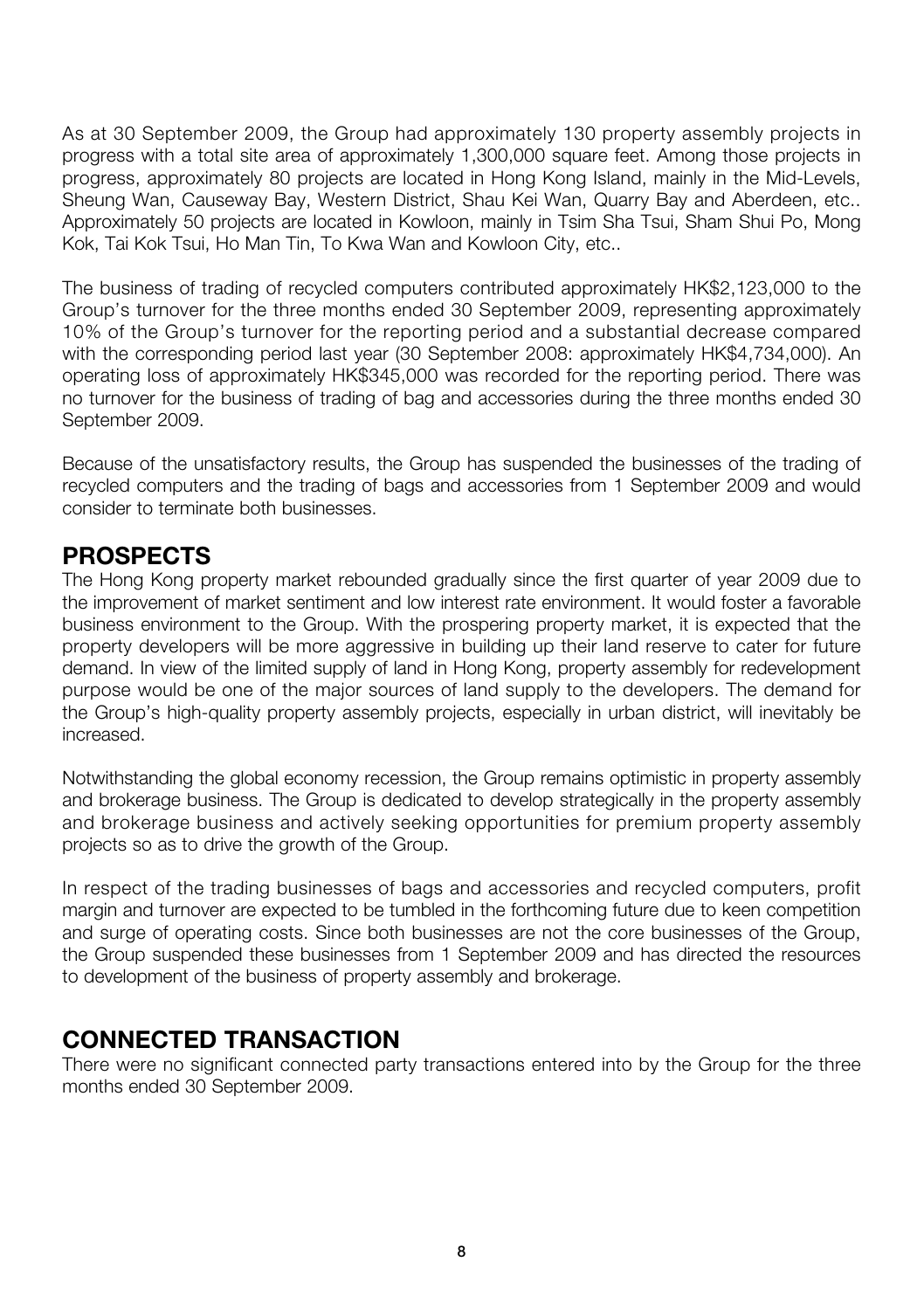As at 30 September 2009, the Group had approximately 130 property assembly projects in progress with a total site area of approximately 1,300,000 square feet. Among those projects in progress, approximately 80 projects are located in Hong Kong Island, mainly in the Mid-Levels, Sheung Wan, Causeway Bay, Western District, Shau Kei Wan, Quarry Bay and Aberdeen, etc.. Approximately 50 projects are located in Kowloon, mainly in Tsim Sha Tsui, Sham Shui Po, Mong Kok, Tai Kok Tsui, Ho Man Tin, To Kwa Wan and Kowloon City, etc..

The business of trading of recycled computers contributed approximately HK$2,123,000 to the Group's turnover for the three months ended 30 September 2009, representing approximately 10% of the Group's turnover for the reporting period and a substantial decrease compared with the corresponding period last year (30 September 2008: approximately HK$4,734,000). An operating loss of approximately HK$345,000 was recorded for the reporting period. There was no turnover for the business of trading of bag and accessories during the three months ended 30 September 2009.

Because of the unsatisfactory results, the Group has suspended the businesses of the trading of recycled computers and the trading of bags and accessories from 1 September 2009 and would consider to terminate both businesses.

## PROSPECTS

The Hong Kong property market rebounded gradually since the first quarter of year 2009 due to the improvement of market sentiment and low interest rate environment. It would foster a favorable business environment to the Group. With the prospering property market, it is expected that the property developers will be more aggressive in building up their land reserve to cater for future demand. In view of the limited supply of land in Hong Kong, property assembly for redevelopment purpose would be one of the major sources of land supply to the developers. The demand for the Group's high-quality property assembly projects, especially in urban district, will inevitably be increased.

Notwithstanding the global economy recession, the Group remains optimistic in property assembly and brokerage business. The Group is dedicated to develop strategically in the property assembly and brokerage business and actively seeking opportunities for premium property assembly projects so as to drive the growth of the Group.

In respect of the trading businesses of bags and accessories and recycled computers, profit margin and turnover are expected to be tumbled in the forthcoming future due to keen competition and surge of operating costs. Since both businesses are not the core businesses of the Group, the Group suspended these businesses from 1 September 2009 and has directed the resources to development of the business of property assembly and brokerage.

## CONNECTED TRANSACTION

There were no significant connected party transactions entered into by the Group for the three months ended 30 September 2009.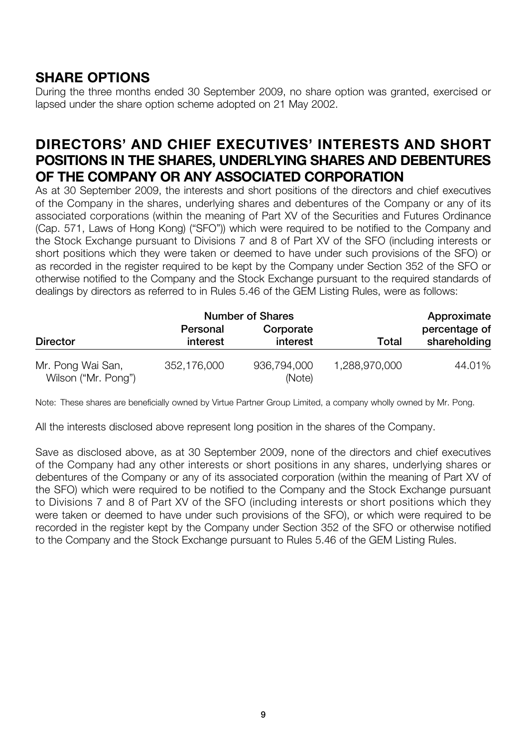## SHARE OPTIONS

During the three months ended 30 September 2009, no share option was granted, exercised or lapsed under the share option scheme adopted on 21 May 2002.

## DIRECTORS' AND CHIEF EXECUTIVES' INTERESTS AND SHORT POSITIONS IN THE SHARES, UNDERLYING SHARES AND DEBENTURES OF THE COMPANY OR ANY ASSOCIATED CORPORATION

As at 30 September 2009, the interests and short positions of the directors and chief executives of the Company in the shares, underlying shares and debentures of the Company or any of its associated corporations (within the meaning of Part XV of the Securities and Futures Ordinance (Cap. 571, Laws of Hong Kong) ("SFO")) which were required to be notified to the Company and the Stock Exchange pursuant to Divisions 7 and 8 of Part XV of the SFO (including interests or short positions which they were taken or deemed to have under such provisions of the SFO) or as recorded in the register required to be kept by the Company under Section 352 of the SFO or otherwise notified to the Company and the Stock Exchange pursuant to the required standards of dealings by directors as referred to in Rules 5.46 of the GEM Listing Rules, were as follows:

| | Number of Shares | | | Approximate |
|---|---|---|---|---|
| Director | Personal interest | Corporate interest | Total | percentage of shareholding |
| Mr. Pong Wai San, Wilson ("Mr. Pong") | 352,176,000 | 936,794,000 (Note) | 1,288,970,000 | 44.01% |

Note: These shares are beneficially owned by Virtue Partner Group Limited, a company wholly owned by Mr. Pong.

All the interests disclosed above represent long position in the shares of the Company.

Save as disclosed above, as at 30 September 2009, none of the directors and chief executives of the Company had any other interests or short positions in any shares, underlying shares or debentures of the Company or any of its associated corporation (within the meaning of Part XV of the SFO) which were required to be notified to the Company and the Stock Exchange pursuant to Divisions 7 and 8 of Part XV of the SFO (including interests or short positions which they were taken or deemed to have under such provisions of the SFO), or which were required to be recorded in the register kept by the Company under Section 352 of the SFO or otherwise notified to the Company and the Stock Exchange pursuant to Rules 5.46 of the GEM Listing Rules.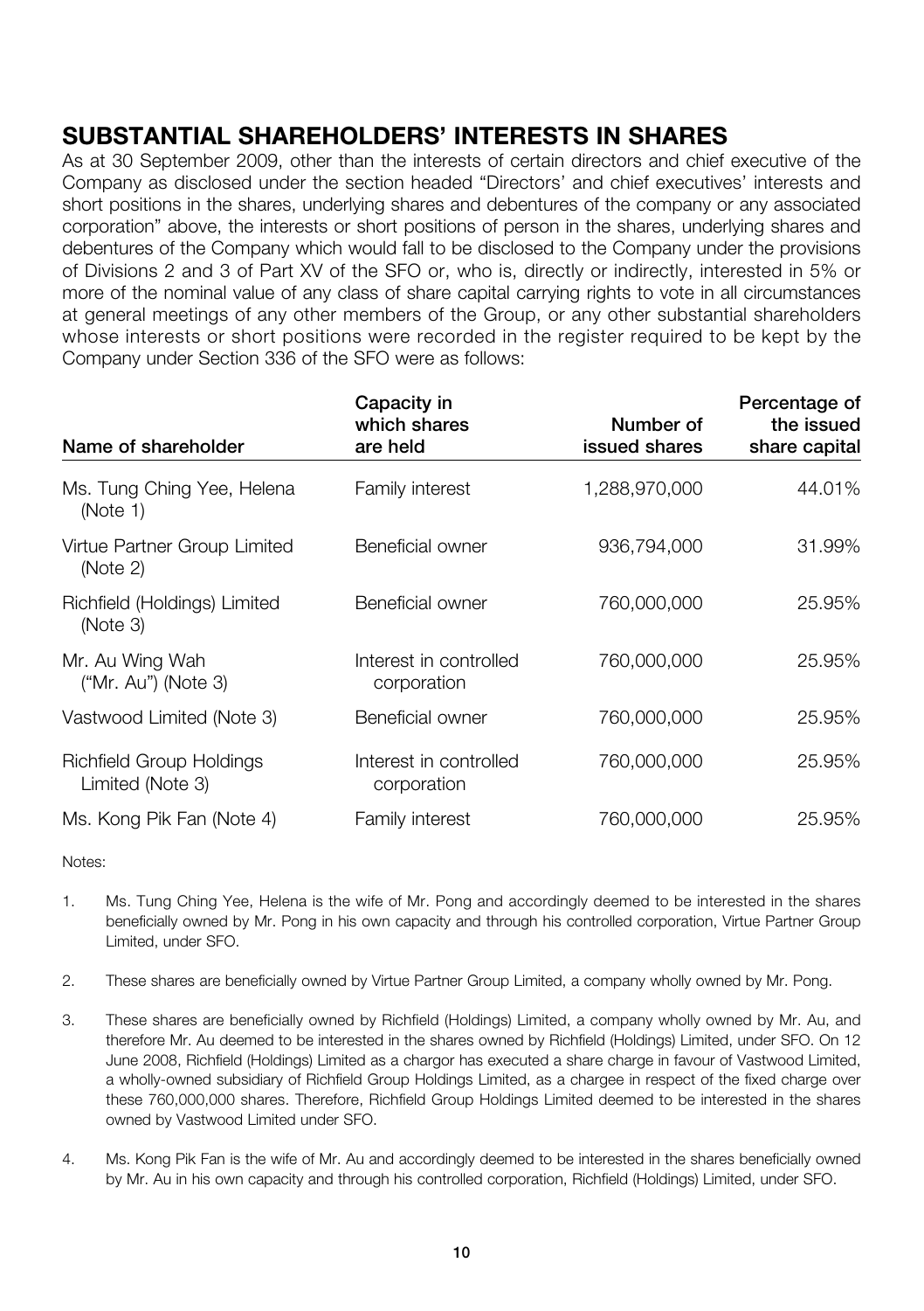## SUBSTANTIAL SHAREHOLDERS' INTERESTS IN SHARES

As at 30 September 2009, other than the interests of certain directors and chief executive of the Company as disclosed under the section headed "Directors' and chief executives' interests and short positions in the shares, underlying shares and debentures of the company or any associated corporation" above, the interests or short positions of person in the shares, underlying shares and debentures of the Company which would fall to be disclosed to the Company under the provisions of Divisions 2 and 3 of Part XV of the SFO or, who is, directly or indirectly, interested in 5% or more of the nominal value of any class of share capital carrying rights to vote in all circumstances at general meetings of any other members of the Group, or any other substantial shareholders whose interests or short positions were recorded in the register required to be kept by the Company under Section 336 of the SFO were as follows:

| Name of shareholder | Capacity in which shares are held | Number of issued shares | Percentage of the issued share capital |
|---|---|---|---|
| Ms. Tung Ching Yee, Helena (Note 1) | Family interest | 1,288,970,000 | 44.01% |
| Virtue Partner Group Limited (Note 2) | Beneficial owner | 936,794,000 | 31.99% |
| Richfield (Holdings) Limited (Note 3) | Beneficial owner | 760,000,000 | 25.95% |
| Mr. Au Wing Wah ("Mr. Au") (Note 3) | Interest in controlled corporation | 760,000,000 | 25.95% |
| Vastwood Limited (Note 3) | Beneficial owner | 760,000,000 | 25.95% |
| Richfield Group Holdings Limited (Note 3) | Interest in controlled corporation | 760,000,000 | 25.95% |
| Ms. Kong Pik Fan (Note 4) | Family interest | 760,000,000 | 25.95% |

Notes:

1. Ms. Tung Ching Yee, Helena is the wife of Mr. Pong and accordingly deemed to be interested in the shares beneficially owned by Mr. Pong in his own capacity and through his controlled corporation, Virtue Partner Group Limited, under SFO.

2. These shares are beneficially owned by Virtue Partner Group Limited, a company wholly owned by Mr. Pong.

3. These shares are beneficially owned by Richfield (Holdings) Limited, a company wholly owned by Mr. Au, and therefore Mr. Au deemed to be interested in the shares owned by Richfield (Holdings) Limited, under SFO. On 12 June 2008, Richfield (Holdings) Limited as a chargor has executed a share charge in favour of Vastwood Limited, a wholly-owned subsidiary of Richfield Group Holdings Limited, as a chargee in respect of the fixed charge over these 760,000,000 shares. Therefore, Richfield Group Holdings Limited deemed to be interested in the shares owned by Vastwood Limited under SFO.

4. Ms. Kong Pik Fan is the wife of Mr. Au and accordingly deemed to be interested in the shares beneficially owned by Mr. Au in his own capacity and through his controlled corporation, Richfield (Holdings) Limited, under SFO.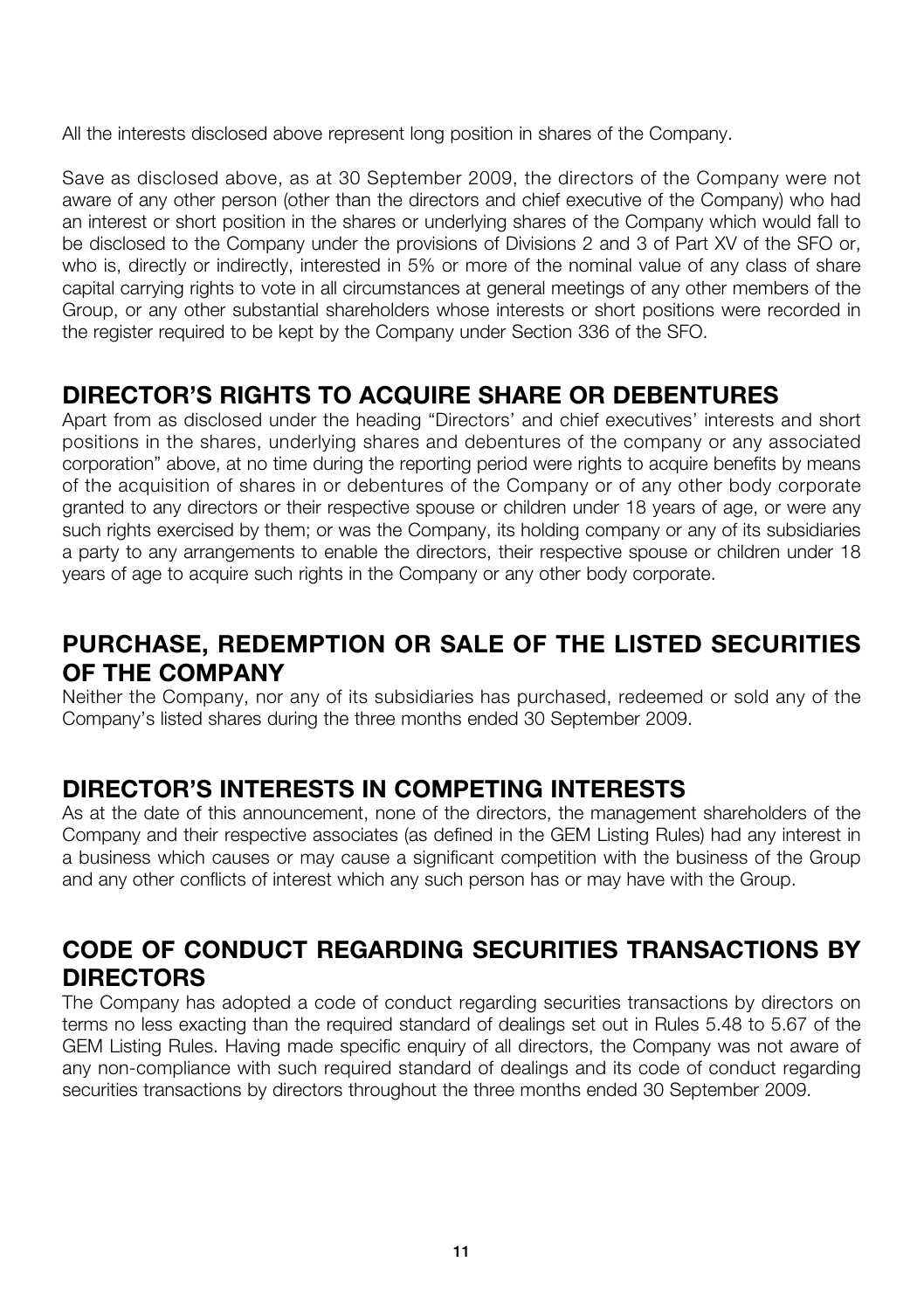All the interests disclosed above represent long position in shares of the Company.

Save as disclosed above, as at 30 September 2009, the directors of the Company were not aware of any other person (other than the directors and chief executive of the Company) who had an interest or short position in the shares or underlying shares of the Company which would fall to be disclosed to the Company under the provisions of Divisions 2 and 3 of Part XV of the SFO or, who is, directly or indirectly, interested in 5% or more of the nominal value of any class of share capital carrying rights to vote in all circumstances at general meetings of any other members of the Group, or any other substantial shareholders whose interests or short positions were recorded in the register required to be kept by the Company under Section 336 of the SFO.

## DIRECTOR'S RIGHTS TO ACQUIRE SHARE OR DEBENTURES

Apart from as disclosed under the heading "Directors' and chief executives' interests and short positions in the shares, underlying shares and debentures of the company or any associated corporation" above, at no time during the reporting period were rights to acquire benefits by means of the acquisition of shares in or debentures of the Company or of any other body corporate granted to any directors or their respective spouse or children under 18 years of age, or were any such rights exercised by them; or was the Company, its holding company or any of its subsidiaries a party to any arrangements to enable the directors, their respective spouse or children under 18 years of age to acquire such rights in the Company or any other body corporate.

## PURCHASE, REDEMPTION OR SALE OF THE LISTED SECURITIES OF THE COMPANY

Neither the Company, nor any of its subsidiaries has purchased, redeemed or sold any of the Company's listed shares during the three months ended 30 September 2009.

## DIRECTOR'S INTERESTS IN COMPETING INTERESTS

As at the date of this announcement, none of the directors, the management shareholders of the Company and their respective associates (as defined in the GEM Listing Rules) had any interest in a business which causes or may cause a significant competition with the business of the Group and any other conflicts of interest which any such person has or may have with the Group.

## CODE OF CONDUCT REGARDING SECURITIES TRANSACTIONS BY DIRECTORS

The Company has adopted a code of conduct regarding securities transactions by directors on terms no less exacting than the required standard of dealings set out in Rules 5.48 to 5.67 of the GEM Listing Rules. Having made specific enquiry of all directors, the Company was not aware of any non-compliance with such required standard of dealings and its code of conduct regarding securities transactions by directors throughout the three months ended 30 September 2009.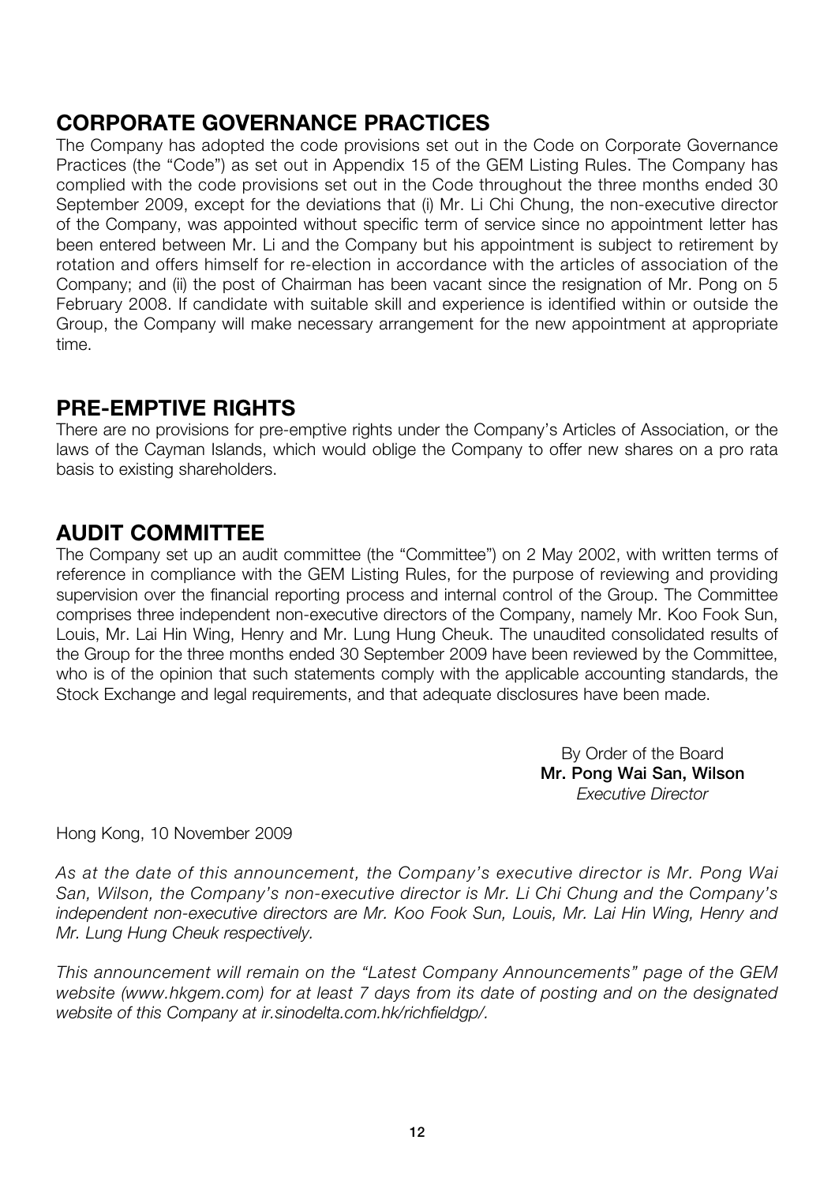## CORPORATE GOVERNANCE PRACTICES

The Company has adopted the code provisions set out in the Code on Corporate Governance Practices (the "Code") as set out in Appendix 15 of the GEM Listing Rules. The Company has complied with the code provisions set out in the Code throughout the three months ended 30 September 2009, except for the deviations that (i) Mr. Li Chi Chung, the non-executive director of the Company, was appointed without specific term of service since no appointment letter has been entered between Mr. Li and the Company but his appointment is subject to retirement by rotation and offers himself for re-election in accordance with the articles of association of the Company; and (ii) the post of Chairman has been vacant since the resignation of Mr. Pong on 5 February 2008. If candidate with suitable skill and experience is identified within or outside the Group, the Company will make necessary arrangement for the new appointment at appropriate time.

## PRE-EMPTIVE RIGHTS

There are no provisions for pre-emptive rights under the Company's Articles of Association, or the laws of the Cayman Islands, which would oblige the Company to offer new shares on a pro rata basis to existing shareholders.

## AUDIT COMMITTEE

The Company set up an audit committee (the "Committee") on 2 May 2002, with written terms of reference in compliance with the GEM Listing Rules, for the purpose of reviewing and providing supervision over the financial reporting process and internal control of the Group. The Committee comprises three independent non-executive directors of the Company, namely Mr. Koo Fook Sun, Louis, Mr. Lai Hin Wing, Henry and Mr. Lung Hung Cheuk. The unaudited consolidated results of the Group for the three months ended 30 September 2009 have been reviewed by the Committee, who is of the opinion that such statements comply with the applicable accounting standards, the Stock Exchange and legal requirements, and that adequate disclosures have been made.

By Order of the Board
**Mr. Pong Wai San, Wilson**
*Executive Director*

Hong Kong, 10 November 2009

*As at the date of this announcement, the Company's executive director is Mr. Pong Wai San, Wilson, the Company's non-executive director is Mr. Li Chi Chung and the Company's independent non-executive directors are Mr. Koo Fook Sun, Louis, Mr. Lai Hin Wing, Henry and Mr. Lung Hung Cheuk respectively.*

*This announcement will remain on the "Latest Company Announcements" page of the GEM website (www.hkgem.com) for at least 7 days from its date of posting and on the designated website of this Company at ir.sinodelta.com.hk/richfieldgp/.*